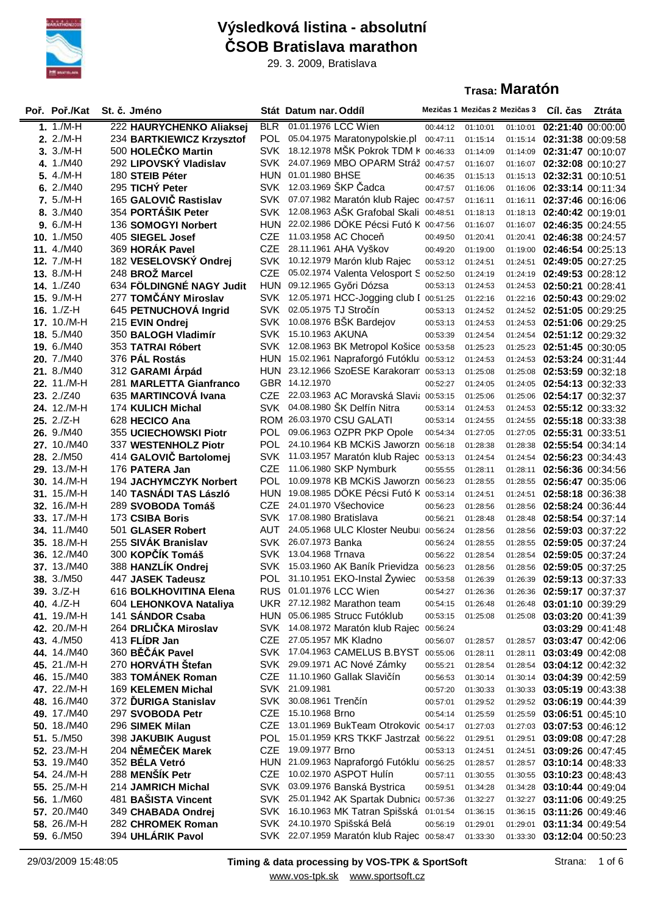# Výsledková listina - absolutní
# ČSOB Bratislava marathon

29. 3. 2009, Bratislava

## Trasa: Maratón

| Poř. | Poř./Kat | St. č. | Jméno | Stát | Datum nar. | Oddíl | Mezičas 1 | Mezičas 2 | Mezičas 3 | Cíl. čas | Ztráta |
|---|---|---|---|---|---|---|---|---|---|---|---|
| 1. | 1./M-H | 222 | **HAURYCHENKO Aliaksej** | BLR | 01.01.1976 | LCC Wien | 00:44:12 | 01:10:01 | 01:10:01 | **02:21:40** | 00:00:00 |
| 2. | 2./M-H | 234 | **BARTKIEWICZ Krzysztof** | POL | 05.04.1975 | Maratonypolskie.pl | 00:47:11 | 01:15:14 | 01:15:14 | **02:31:38** | 00:09:58 |
| 3. | 3./M-H | 500 | **HOLEČKO Martin** | SVK | 18.12.1978 | MŠK Pokrok TDM k | 00:46:33 | 01:14:09 | 01:14:09 | **02:31:47** | 00:10:07 |
| 4. | 1./M40 | 292 | **LIPOVSKÝ Vladislav** | SVK | 24.07.1969 | MBO OPARM Stráž | 00:47:57 | 01:16:07 | 01:16:07 | **02:32:08** | 00:10:27 |
| 5. | 4./M-H | 180 | **STEIB Péter** | HUN | 01.01.1980 | BHSE | 00:46:35 | 01:15:13 | 01:15:13 | **02:32:31** | 00:10:51 |
| 6. | 2./M40 | 295 | **TICHÝ Peter** | SVK | 12.03.1969 | ŠKP Čadca | 00:47:57 | 01:16:06 | 01:16:06 | **02:33:14** | 00:11:34 |
| 7. | 5./M-H | 165 | **GALOVIČ Rastislav** | SVK | 07.07.1982 | Maratón klub Rajec | 00:47:57 | 01:16:11 | 01:16:11 | **02:37:46** | 00:16:06 |
| 8. | 3./M40 | 354 | **PORTÁŠIK Peter** | SVK | 12.08.1963 | AŠK Grafobal Skali | 00:48:51 | 01:18:13 | 01:18:13 | **02:40:42** | 00:19:01 |
| 9. | 6./M-H | 136 | **SOMOGYI Norbert** | HUN | 22.02.1986 | DÖKE Pécsi Futó K | 00:47:56 | 01:16:07 | 01:16:07 | **02:46:35** | 00:24:55 |
| 10. | 1./M50 | 405 | **SIEGEL Josef** | CZE | 11.03.1958 | AC Choceň | 00:49:50 | 01:20:41 | 01:20:41 | **02:46:38** | 00:24:57 |
| 11. | 4./M40 | 369 | **HORÁK Pavel** | CZE | 28.11.1961 | AHA Vyškov | 00:49:20 | 01:19:00 | 01:19:00 | **02:46:54** | 00:25:13 |
| 12. | 7./M-H | 182 | **VESELOVSKÝ Ondrej** | SVK | 10.12.1979 | Marón klub Rajec | 00:53:12 | 01:24:51 | 01:24:51 | **02:49:05** | 00:27:25 |
| 13. | 8./M-H | 248 | **BROŽ Marcel** | CZE | 05.02.1974 | Valenta Velosport S | 00:52:50 | 01:24:19 | 01:24:19 | **02:49:53** | 00:28:12 |
| 14. | 1./Z40 | 634 | **FÖLDINGNÉ NAGY Judit** | HUN | 09.12.1965 | Győri Dózsa | 00:53:13 | 01:24:53 | 01:24:53 | **02:50:21** | 00:28:41 |
| 15. | 9./M-H | 277 | **TOMČÁNY Miroslav** | SVK | 12.05.1971 | HCC-Jogging club I | 00:51:25 | 01:22:16 | 01:22:16 | **02:50:43** | 00:29:02 |
| 16. | 1./Z-H | 645 | **PETNUCHOVÁ Ingrid** | SVK | 02.05.1975 | TJ Stročín | 00:53:13 | 01:24:52 | 01:24:52 | **02:51:05** | 00:29:25 |
| 17. | 10./M-H | 215 | **EVIN Ondrej** | SVK | 10.08.1976 | BŠK Bardejov | 00:53:13 | 01:24:53 | 01:24:53 | **02:51:06** | 00:29:25 |
| 18. | 5./M40 | 350 | **BALOGH Vladimír** | SVK | 15.10.1963 | AKUNA | 00:53:39 | 01:24:54 | 01:24:54 | **02:51:12** | 00:29:32 |
| 19. | 6./M40 | 353 | **TATRAI Róbert** | SVK | 12.08.1963 | BK Metropol Košice | 00:53:58 | 01:25:23 | 01:25:23 | **02:51:45** | 00:30:05 |
| 20. | 7./M40 | 376 | **PÁL Rostás** | HUN | 15.02.1961 | Napraforgó Futóklu | 00:53:12 | 01:24:53 | 01:24:53 | **02:53:24** | 00:31:44 |
| 21. | 8./M40 | 312 | **GARAMI Árpád** | HUN | 23.12.1966 | SzoESE Karakoram | 00:53:13 | 01:25:08 | 01:25:08 | **02:53:59** | 00:32:18 |
| 22. | 11./M-H | 281 | **MARLETTA Gianfranco** | GBR | 14.12.1970 | | 00:52:27 | 01:24:05 | 01:24:05 | **02:54:13** | 00:32:33 |
| 23. | 2./Z40 | 635 | **MARTINCOVÁ Ivana** | CZE | 22.03.1963 | AC Moravská Slavia | 00:53:15 | 01:25:06 | 01:25:06 | **02:54:17** | 00:32:37 |
| 24. | 12./M-H | 174 | **KULICH Michal** | SVK | 04.08.1980 | ŠK Delfín Nitra | 00:53:14 | 01:24:53 | 01:24:53 | **02:55:12** | 00:33:32 |
| 25. | 2./Z-H | 628 | **HECICO Ana** | ROM | 26.03.1970 | CSU GALATI | 00:53:14 | 01:24:55 | 01:24:55 | **02:55:18** | 00:33:38 |
| 26. | 9./M40 | 355 | **UCIECHOWSKI Piotr** | POL | 09.06.1963 | OZPR PKP Opole | 00:54:34 | 01:27:05 | 01:27:05 | **02:55:31** | 00:33:51 |
| 27. | 10./M40 | 337 | **WESTENHOLZ Piotr** | POL | 24.10.1964 | KB MCKiS Jaworzn | 00:56:18 | 01:28:38 | 01:28:38 | **02:55:54** | 00:34:14 |
| 28. | 2./M50 | 414 | **GALOVIČ Bartolomej** | SVK | 11.03.1957 | Maratón klub Rajec | 00:53:13 | 01:24:54 | 01:24:54 | **02:56:23** | 00:34:43 |
| 29. | 13./M-H | 176 | **PATERA Jan** | CZE | 11.06.1980 | SKP Nymburk | 00:55:55 | 01:28:11 | 01:28:11 | **02:56:36** | 00:34:56 |
| 30. | 14./M-H | 194 | **JACHYMCZYK Norbert** | POL | 10.09.1978 | KB MCKiS Jaworzn | 00:56:23 | 01:28:55 | 01:28:55 | **02:56:47** | 00:35:06 |
| 31. | 15./M-H | 140 | **TASNÁDI TAS László** | HUN | 19.08.1985 | DÖKE Pécsi Futó K | 00:53:14 | 01:24:51 | 01:24:51 | **02:58:18** | 00:36:38 |
| 32. | 16./M-H | 289 | **SVOBODA Tomáš** | CZE | 24.01.1970 | Všechovice | 00:56:23 | 01:28:56 | 01:28:56 | **02:58:24** | 00:36:44 |
| 33. | 17./M-H | 173 | **CSIBA Boris** | SVK | 17.08.1980 | Bratislava | 00:56:21 | 01:28:48 | 01:28:48 | **02:58:54** | 00:37:14 |
| 34. | 11./M40 | 501 | **GLASER Robert** | AUT | 24.05.1968 | ULC Kloster Neubu | 00:56:24 | 01:28:56 | 01:28:56 | **02:59:03** | 00:37:22 |
| 35. | 18./M-H | 255 | **SIVÁK Branislav** | SVK | 26.07.1973 | Banka | 00:56:24 | 01:28:55 | 01:28:55 | **02:59:05** | 00:37:24 |
| 36. | 12./M40 | 300 | **KOPČÍK Tomáš** | SVK | 13.04.1968 | Trnava | 00:56:22 | 01:28:54 | 01:28:54 | **02:59:05** | 00:37:24 |
| 37. | 13./M40 | 388 | **HANZLÍK Ondrej** | SVK | 15.03.1960 | KK Baník Prievidza | 00:56:23 | 01:28:56 | 01:28:56 | **02:59:05** | 00:37:25 |
| 38. | 3./M50 | 447 | **JASEK Tadeusz** | POL | 31.10.1951 | EKO-Instal Żywiec | 00:53:58 | 01:26:39 | 01:26:39 | **02:59:13** | 00:37:33 |
| 39. | 3./Z-H | 616 | **BOLKHOVITINA Elena** | RUS | 01.01.1976 | LCC Wien | 00:54:27 | 01:26:36 | 01:26:36 | **02:59:17** | 00:37:37 |
| 40. | 4./Z-H | 604 | **LEHONKOVA Nataliya** | UKR | 27.12.1982 | Marathon team | 00:54:15 | 01:26:48 | 01:26:48 | **03:01:10** | 00:39:29 |
| 41. | 19./M-H | 141 | **SÁNDOR Csaba** | HUN | 05.06.1985 | Strucc Futóklub | 00:53:15 | 01:25:08 | 01:25:08 | **03:03:20** | 00:41:39 |
| 42. | 20./M-H | 264 | **DRLIČKA Miroslav** | SVK | 14.08.1972 | Maratón klub Rajec | 00:56:24 | | | **03:03:29** | 00:41:48 |
| 43. | 4./M50 | 413 | **FLÍDR Jan** | CZE | 27.05.1957 | MK Kladno | 00:56:07 | 01:28:57 | 01:28:57 | **03:03:47** | 00:42:06 |
| 44. | 14./M40 | 360 | **BĚČÁK Pavel** | SVK | 17.04.1963 | CAMELUS B.BYST | 00:55:06 | 01:28:11 | 01:28:11 | **03:03:49** | 00:42:08 |
| 45. | 21./M-H | 270 | **HORVÁTH Štefan** | SVK | 29.09.1971 | AC Nové Zámky | 00:55:21 | 01:28:54 | 01:28:54 | **03:04:12** | 00:42:32 |
| 46. | 15./M40 | 383 | **TOMÁNEK Roman** | CZE | 11.10.1960 | Gallak Slavičín | 00:56:53 | 01:30:14 | 01:30:14 | **03:04:39** | 00:42:59 |
| 47. | 22./M-H | 169 | **KELEMEN Michal** | SVK | 21.09.1981 | | 00:57:20 | 01:30:33 | 01:30:33 | **03:05:19** | 00:43:38 |
| 48. | 16./M40 | 372 | **ĎURIGA Stanislav** | SVK | 30.08.1961 | Trenčín | 00:57:01 | 01:29:52 | 01:29:52 | **03:06:19** | 00:44:39 |
| 49. | 17./M40 | 297 | **SVOBODA Petr** | CZE | 15.10.1968 | Brno | 00:54:14 | 01:25:59 | 01:25:59 | **03:06:51** | 00:45:10 |
| 50. | 18./M40 | 296 | **SIMEK Milan** | CZE | 13.01.1969 | BukTeam Otrokovic | 00:54:17 | 01:27:03 | 01:27:03 | **03:07:53** | 00:46:12 |
| 51. | 5./M50 | 398 | **JAKUBIK August** | POL | 15.01.1959 | KRS TKKF Jastrzab | 00:56:22 | 01:29:51 | 01:29:51 | **03:09:08** | 00:47:28 |
| 52. | 23./M-H | 204 | **NĚMEČEK Marek** | CZE | 19.09.1977 | Brno | 00:53:13 | 01:24:51 | 01:24:51 | **03:09:26** | 00:47:45 |
| 53. | 19./M40 | 352 | **BÉLA Vetró** | HUN | 21.09.1963 | Napraforgó Futóklu | 00:56:25 | 01:28:57 | 01:28:57 | **03:10:14** | 00:48:33 |
| 54. | 24./M-H | 288 | **MENŠÍK Petr** | CZE | 10.02.1970 | ASPOT Hulín | 00:57:11 | 01:30:55 | 01:30:55 | **03:10:23** | 00:48:43 |
| 55. | 25./M-H | 214 | **JAMRICH Michal** | SVK | 03.09.1976 | Banská Bystrica | 00:59:51 | 01:34:28 | 01:34:28 | **03:10:44** | 00:49:04 |
| 56. | 1./M60 | 481 | **BAŠISTA Vincent** | SVK | 25.01.1942 | AK Spartak Dubnica | 00:57:36 | 01:32:27 | 01:32:27 | **03:11:06** | 00:49:25 |
| 57. | 20./M40 | 349 | **CHABADA Ondrej** | SVK | 16.10.1963 | MK Tatran Spišská | 01:01:54 | 01:36:15 | 01:36:15 | **03:11:26** | 00:49:46 |
| 58. | 26./M-H | 282 | **CHROMEK Roman** | SVK | 24.10.1970 | Spišská Belá | 00:56:19 | 01:29:01 | 01:29:01 | **03:11:34** | 00:49:54 |
| 59. | 6./M50 | 394 | **UHLÁRIK Pavol** | SVK | 22.07.1959 | Maratón klub Rajec | 00:58:47 | 01:33:30 | 01:33:30 | **03:12:04** | 00:50:23 |

29/03/2009 15:48:05 — **Timing & data processing by VOS-TPK & SportSoft** — www.vos-tpk.sk www.sportsoft.cz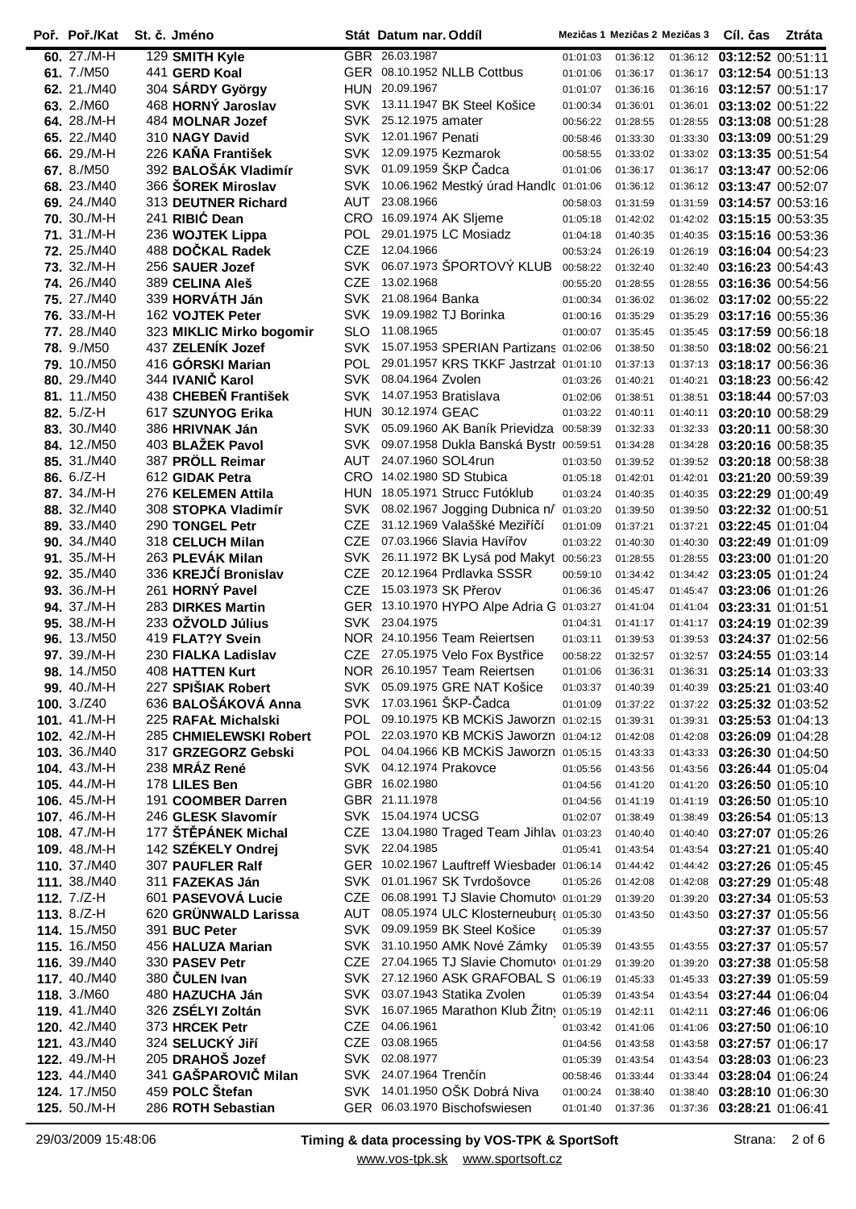| Poř. | Poř./Kat | St. č. | Jméno | Stát | Datum nar. | Oddíl | Mezičas 1 | Mezičas 2 | Mezičas 3 | Cíl. čas | Ztráta |
|---|---|---|---|---|---|---|---|---|---|---|---|
| 60. | 27./M-H | 129 | **SMITH Kyle** | GBR | 26.03.1987 | | 01:01:03 | 01:36:12 | 01:36:12 | **03:12:52** | 00:51:11 |
| 61. | 7./M50 | 441 | **GERD Koal** | GER | 08.10.1952 | NLLB Cottbus | 01:01:06 | 01:36:17 | 01:36:17 | **03:12:54** | 00:51:13 |
| 62. | 21./M40 | 304 | **SÁRDY György** | HUN | 20.09.1967 | | 01:01:07 | 01:36:16 | 01:36:16 | **03:12:57** | 00:51:17 |
| 63. | 2./M60 | 468 | **HORNÝ Jaroslav** | SVK | 13.11.1947 | BK Steel Košice | 01:00:34 | 01:36:01 | 01:36:01 | **03:13:02** | 00:51:22 |
| 64. | 28./M-H | 484 | **MOLNAR Jozef** | SVK | 25.12.1975 | amater | 00:56:22 | 01:28:55 | 01:28:55 | **03:13:08** | 00:51:28 |
| 65. | 22./M40 | 310 | **NAGY David** | SVK | 12.01.1967 | Penati | 00:58:46 | 01:33:30 | 01:33:30 | **03:13:09** | 00:51:29 |
| 66. | 29./M-H | 226 | **KAŇA František** | SVK | 12.09.1975 | Kezmarok | 00:58:55 | 01:33:02 | 01:33:02 | **03:13:35** | 00:51:54 |
| 67. | 8./M50 | 392 | **BALOŠÁK Vladimír** | SVK | 01.09.1959 | ŠKP Čadca | 01:01:06 | 01:36:17 | 01:36:17 | **03:13:47** | 00:52:06 |
| 68. | 23./M40 | 366 | **ŠOREK Miroslav** | SVK | 10.06.1962 | Mestký úrad Handlo | 01:01:06 | 01:36:12 | 01:36:12 | **03:13:47** | 00:52:07 |
| 69. | 24./M40 | 313 | **DEUTNER Richard** | AUT | 23.08.1966 | | 00:58:03 | 01:31:59 | 01:31:59 | **03:14:57** | 00:53:16 |
| 70. | 30./M-H | 241 | **RIBIĆ Dean** | CRO | 16.09.1974 | AK Sljeme | 01:05:18 | 01:42:02 | 01:42:02 | **03:15:15** | 00:53:35 |
| 71. | 31./M-H | 236 | **WOJTEK Lippa** | POL | 29.01.1975 | LC Mosiadz | 01:04:18 | 01:40:35 | 01:40:35 | **03:15:16** | 00:53:36 |
| 72. | 25./M40 | 488 | **DOČKAL Radek** | CZE | 12.04.1966 | | 00:53:24 | 01:26:19 | 01:26:19 | **03:16:04** | 00:54:23 |
| 73. | 32./M-H | 256 | **SAUER Jozef** | SVK | 06.07.1973 | ŠPORTOVÝ KLUB | 00:58:22 | 01:32:40 | 01:32:40 | **03:16:23** | 00:54:43 |
| 74. | 26./M40 | 389 | **CELINA Aleš** | CZE | 13.02.1968 | | 00:55:20 | 01:28:55 | 01:28:55 | **03:16:36** | 00:54:56 |
| 75. | 27./M40 | 339 | **HORVÁTH Ján** | SVK | 21.08.1964 | Banka | 01:00:34 | 01:36:02 | 01:36:02 | **03:17:02** | 00:55:22 |
| 76. | 33./M-H | 162 | **VOJTEK Peter** | SVK | 19.09.1982 | TJ Borinka | 01:00:16 | 01:35:29 | 01:35:29 | **03:17:16** | 00:55:36 |
| 77. | 28./M40 | 323 | **MIKLIC Mirko bogomir** | SLO | 11.08.1965 | | 01:00:07 | 01:35:45 | 01:35:45 | **03:17:59** | 00:56:18 |
| 78. | 9./M50 | 437 | **ZELENÍK Jozef** | SVK | 15.07.1953 | SPERIAN Partizans | 01:02:06 | 01:38:50 | 01:38:50 | **03:18:02** | 00:56:21 |
| 79. | 10./M50 | 416 | **GÓRSKI Marian** | POL | 29.01.1957 | KRS TKKF Jastrzab | 01:01:10 | 01:37:13 | 01:37:13 | **03:18:17** | 00:56:36 |
| 80. | 29./M40 | 344 | **IVANIČ Karol** | SVK | 08.04.1964 | Zvolen | 01:03:26 | 01:40:21 | 01:40:21 | **03:18:23** | 00:56:42 |
| 81. | 11./M50 | 438 | **CHEBEŇ František** | SVK | 14.07.1953 | Bratislava | 01:02:06 | 01:38:51 | 01:38:51 | **03:18:44** | 00:57:03 |
| 82. | 5./Z-H | 617 | **SZUNYOG Erika** | HUN | 30.12.1974 | GEAC | 01:03:22 | 01:40:11 | 01:40:11 | **03:20:10** | 00:58:29 |
| 83. | 30./M40 | 386 | **HRIVNAK Ján** | SVK | 05.09.1960 | AK Baník Prievidza | 00:58:39 | 01:32:33 | 01:32:33 | **03:20:11** | 00:58:30 |
| 84. | 12./M50 | 403 | **BLAŽEK Pavol** | SVK | 09.07.1958 | Dukla Banská Bystr | 00:59:51 | 01:34:28 | 01:34:28 | **03:20:16** | 00:58:35 |
| 85. | 31./M40 | 387 | **PRÖLL Reimar** | AUT | 24.07.1960 | SOL4run | 01:03:50 | 01:39:52 | 01:39:52 | **03:20:18** | 00:58:38 |
| 86. | 6./Z-H | 612 | **GIDAK Petra** | CRO | 14.02.1980 | SD Stubica | 01:05:18 | 01:42:01 | 01:42:01 | **03:21:20** | 00:59:39 |
| 87. | 34./M-H | 276 | **KELEMEN Attila** | HUN | 18.05.1971 | Strucc Futóklub | 01:03:24 | 01:40:35 | 01:40:35 | **03:22:29** | 01:00:49 |
| 88. | 32./M40 | 308 | **STOPKA Vladimír** | SVK | 08.02.1967 | Jogging Dubnica n/ | 01:03:20 | 01:39:50 | 01:39:50 | **03:22:32** | 01:00:51 |
| 89. | 33./M40 | 290 | **TONGEL Petr** | CZE | 31.12.1969 | Valašské Meziříčí | 01:01:09 | 01:37:21 | 01:37:21 | **03:22:45** | 01:01:04 |
| 90. | 34./M40 | 318 | **CELUCH Milan** | CZE | 07.03.1966 | Slavia Havířov | 01:03:22 | 01:40:30 | 01:40:30 | **03:22:49** | 01:01:09 |
| 91. | 35./M-H | 263 | **PLEVÁK Milan** | SVK | 26.11.1972 | BK Lysá pod Makyt | 00:56:23 | 01:28:55 | 01:28:55 | **03:23:00** | 01:01:20 |
| 92. | 35./M40 | 336 | **KREJČÍ Bronislav** | CZE | 20.12.1964 | Prdlavka SSSR | 00:59:10 | 01:34:42 | 01:34:42 | **03:23:05** | 01:01:24 |
| 93. | 36./M-H | 261 | **HORNÝ Pavel** | CZE | 15.03.1973 | SK Přerov | 01:06:36 | 01:45:47 | 01:45:47 | **03:23:06** | 01:01:26 |
| 94. | 37./M-H | 283 | **DIRKES Martin** | GER | 13.10.1970 | HYPO Alpe Adria G | 01:03:27 | 01:41:04 | 01:41:04 | **03:23:31** | 01:01:51 |
| 95. | 38./M-H | 233 | **OŽVOLD Július** | SVK | 23.04.1975 | | 01:04:31 | 01:41:17 | 01:41:17 | **03:24:19** | 01:02:39 |
| 96. | 13./M50 | 419 | **FLAT?Y Svein** | NOR | 24.10.1956 | Team Reiertsen | 01:03:11 | 01:39:53 | 01:39:53 | **03:24:37** | 01:02:56 |
| 97. | 39./M-H | 230 | **FIALKA Ladislav** | CZE | 27.05.1975 | Velo Fox Bystřice | 00:58:22 | 01:32:57 | 01:32:57 | **03:24:55** | 01:03:14 |
| 98. | 14./M50 | 408 | **HATTEN Kurt** | NOR | 26.10.1957 | Team Reiertsen | 01:01:06 | 01:36:31 | 01:36:31 | **03:25:14** | 01:03:33 |
| 99. | 40./M-H | 227 | **SPIŠIAK Robert** | SVK | 05.09.1975 | GRE NAT Košice | 01:03:37 | 01:40:39 | 01:40:39 | **03:25:21** | 01:03:40 |
| 100. | 3./Z40 | 636 | **BALOŠÁKOVÁ Anna** | SVK | 17.03.1961 | ŠKP-Čadca | 01:01:09 | 01:37:22 | 01:37:22 | **03:25:32** | 01:03:52 |
| 101. | 41./M-H | 225 | **RAFAŁ Michalski** | POL | 09.10.1975 | KB MCKiS Jaworzn | 01:02:15 | 01:39:31 | 01:39:31 | **03:25:53** | 01:04:13 |
| 102. | 42./M-H | 285 | **CHMIELEWSKI Robert** | POL | 22.03.1970 | KB MCKiS Jaworzn | 01:04:12 | 01:42:08 | 01:42:08 | **03:26:09** | 01:04:28 |
| 103. | 36./M40 | 317 | **GRZEGORZ Gebski** | POL | 04.04.1966 | KB MCKiS Jaworzn | 01:05:15 | 01:43:33 | 01:43:33 | **03:26:30** | 01:04:50 |
| 104. | 43./M-H | 238 | **MRÁZ René** | SVK | 04.12.1974 | Prakovce | 01:05:56 | 01:43:56 | 01:43:56 | **03:26:44** | 01:05:04 |
| 105. | 44./M-H | 178 | **LILES Ben** | GBR | 16.02.1980 | | 01:04:56 | 01:41:20 | 01:41:20 | **03:26:50** | 01:05:10 |
| 106. | 45./M-H | 191 | **COOMBER Darren** | GBR | 21.11.1978 | | 01:04:56 | 01:41:19 | 01:41:19 | **03:26:50** | 01:05:10 |
| 107. | 46./M-H | 246 | **GLESK Slavomír** | SVK | 15.04.1974 | UCSG | 01:02:07 | 01:38:49 | 01:38:49 | **03:26:54** | 01:05:13 |
| 108. | 47./M-H | 177 | **ŠTĚPÁNEK Michal** | CZE | 13.04.1980 | Traged Team Jihlav | 01:03:23 | 01:40:40 | 01:40:40 | **03:27:07** | 01:05:26 |
| 109. | 48./M-H | 142 | **SZÉKELY Ondrej** | SVK | 22.04.1985 | | 01:05:41 | 01:43:54 | 01:43:54 | **03:27:21** | 01:05:40 |
| 110. | 37./M40 | 307 | **PAUFLER Ralf** | GER | 10.02.1967 | Lauftreff Wiesbader | 01:06:14 | 01:44:42 | 01:44:42 | **03:27:26** | 01:05:45 |
| 111. | 38./M40 | 311 | **FAZEKAS Ján** | SVK | 01.01.1967 | SK Tvrdošovce | 01:05:26 | 01:42:08 | 01:42:08 | **03:27:29** | 01:05:48 |
| 112. | 7./Z-H | 601 | **PASEVOVÁ Lucie** | CZE | 06.08.1991 | TJ Slavie Chomutov | 01:01:29 | 01:39:20 | 01:39:20 | **03:27:34** | 01:05:53 |
| 113. | 8./Z-H | 620 | **GRÜNWALD Larissa** | AUT | 08.05.1974 | ULC Klosterneuburg | 01:05:30 | 01:43:50 | 01:43:50 | **03:27:37** | 01:05:56 |
| 114. | 15./M50 | 391 | **BUC Peter** | SVK | 09.09.1959 | BK Steel Košice | 01:05:39 | | | **03:27:37** | 01:05:57 |
| 115. | 16./M50 | 456 | **HALUZA Marian** | SVK | 31.10.1950 | AMK Nové Zámky | 01:05:39 | 01:43:55 | 01:43:55 | **03:27:37** | 01:05:57 |
| 116. | 39./M40 | 330 | **PASEV Petr** | CZE | 27.04.1965 | TJ Slavie Chomutov | 01:01:29 | 01:39:20 | 01:39:20 | **03:27:38** | 01:05:58 |
| 117. | 40./M40 | 380 | **ČULEN Ivan** | SVK | 27.12.1960 | ASK GRAFOBAL S | 01:06:19 | 01:45:33 | 01:45:33 | **03:27:39** | 01:05:59 |
| 118. | 3./M60 | 480 | **HAZUCHA Ján** | SVK | 03.07.1943 | Statika Zvolen | 01:05:39 | 01:43:54 | 01:43:54 | **03:27:44** | 01:06:04 |
| 119. | 41./M40 | 326 | **ZSÉLYI Zoltán** | SVK | 16.07.1965 | Marathon Klub Žitny | 01:05:19 | 01:42:11 | 01:42:11 | **03:27:46** | 01:06:06 |
| 120. | 42./M40 | 373 | **HRCEK Petr** | CZE | 04.06.1961 | | 01:03:42 | 01:41:06 | 01:41:06 | **03:27:50** | 01:06:10 |
| 121. | 43./M40 | 324 | **SELUCKÝ Jiří** | CZE | 03.08.1965 | | 01:04:56 | 01:43:58 | 01:43:58 | **03:27:57** | 01:06:17 |
| 122. | 49./M-H | 205 | **DRAHOŠ Jozef** | SVK | 02.08.1977 | | 01:05:39 | 01:43:54 | 01:43:54 | **03:28:03** | 01:06:23 |
| 123. | 44./M40 | 341 | **GAŠPAROVIČ Milan** | SVK | 24.07.1964 | Trenčín | 00:58:46 | 01:33:44 | 01:33:44 | **03:28:04** | 01:06:24 |
| 124. | 17./M50 | 459 | **POLC Štefan** | SVK | 14.01.1950 | OŠK Dobrá Niva | 01:00:24 | 01:38:40 | 01:38:40 | **03:28:10** | 01:06:30 |
| 125. | 50./M-H | 286 | **ROTH Sebastian** | GER | 06.03.1970 | Bischofswiesen | 01:01:40 | 01:37:36 | 01:37:36 | **03:28:21** | 01:06:41 |

29/03/2009 15:48:06 **Timing & data processing by VOS-TPK & SportSoft** www.vos-tpk.sk www.sportsoft.cz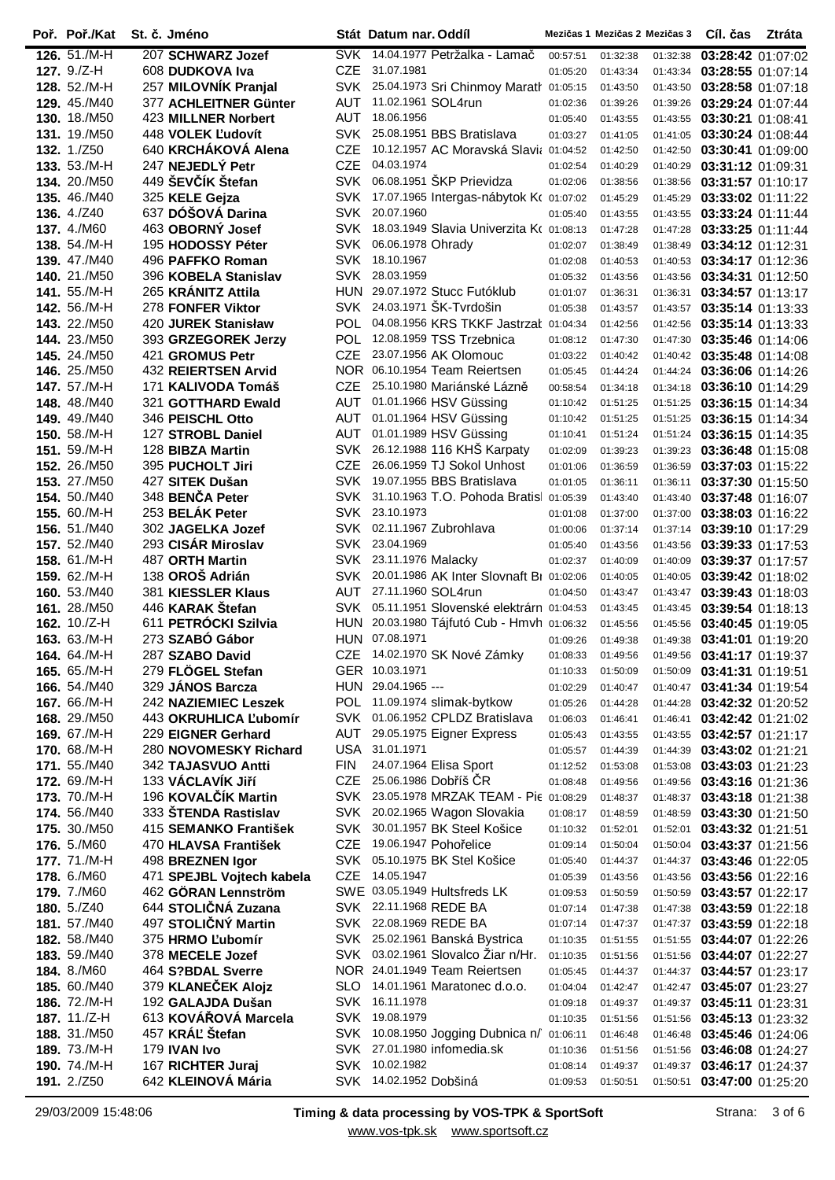| Poř. | Poř./Kat | St. č. | Jméno | Stát | Datum nar. | Oddíl | Mezičas 1 | Mezičas 2 | Mezičas 3 | Cíl. čas | Ztráta |
|---|---|---|---|---|---|---|---|---|---|---|---|
| 126. | 51./M-H | 207 | **SCHWARZ Jozef** | SVK | 14.04.1977 | Petržalka - Lamač | 00:57:51 | 01:32:38 | 01:32:38 | **03:28:42** | 01:07:02 |
| 127. | 9./Z-H | 608 | **DUDKOVA Iva** | CZE | 31.07.1981 | | 01:05:20 | 01:43:34 | 01:43:34 | **03:28:55** | 01:07:14 |
| 128. | 52./M-H | 257 | **MILOVNÍK Pranjal** | SVK | 25.04.1973 | Sri Chinmoy Marath | 01:05:15 | 01:43:50 | 01:43:50 | **03:28:58** | 01:07:18 |
| 129. | 45./M40 | 377 | **ACHLEITNER Günter** | AUT | 11.02.1961 | SOL4run | 01:02:36 | 01:39:26 | 01:39:26 | **03:29:24** | 01:07:44 |
| 130. | 18./M50 | 423 | **MILLNER Norbert** | AUT | 18.06.1956 | | 01:05:40 | 01:43:55 | 01:43:55 | **03:30:21** | 01:08:41 |
| 131. | 19./M50 | 448 | **VOLEK Ľudovít** | SVK | 25.08.1951 | BBS Bratislava | 01:03:27 | 01:41:05 | 01:41:05 | **03:30:24** | 01:08:44 |
| 132. | 1./Z50 | 640 | **KRCHÁKOVÁ Alena** | CZE | 10.12.1957 | AC Moravská Slavia | 01:04:52 | 01:42:50 | 01:42:50 | **03:30:41** | 01:09:00 |
| 133. | 53./M-H | 247 | **NEJEDLÝ Petr** | CZE | 04.03.1974 | | 01:02:54 | 01:40:29 | 01:40:29 | **03:31:12** | 01:09:31 |
| 134. | 20./M50 | 449 | **ŠEVČÍK Štefan** | SVK | 06.08.1951 | ŠKP Prievidza | 01:02:06 | 01:38:56 | 01:38:56 | **03:31:57** | 01:10:17 |
| 135. | 46./M40 | 325 | **KELE Gejza** | SVK | 17.07.1965 | Intergas-nábytok Ko | 01:07:02 | 01:45:29 | 01:45:29 | **03:33:02** | 01:11:22 |
| 136. | 4./Z40 | 637 | **DÓŠOVÁ Darina** | SVK | 20.07.1960 | | 01:05:40 | 01:43:55 | 01:43:55 | **03:33:24** | 01:11:44 |
| 137. | 4./M60 | 463 | **OBORNÝ Josef** | SVK | 18.03.1949 | Slavia Univerzita Ko | 01:08:13 | 01:47:28 | 01:47:28 | **03:33:25** | 01:11:44 |
| 138. | 54./M-H | 195 | **HODOSSY Péter** | SVK | 06.06.1978 | Ohrady | 01:02:07 | 01:38:49 | 01:38:49 | **03:34:12** | 01:12:31 |
| 139. | 47./M40 | 496 | **PAFFKO Roman** | SVK | 18.10.1967 | | 01:02:08 | 01:40:53 | 01:40:53 | **03:34:17** | 01:12:36 |
| 140. | 21./M50 | 396 | **KOBELA Stanislav** | SVK | 28.03.1959 | | 01:05:32 | 01:43:56 | 01:43:56 | **03:34:31** | 01:12:50 |
| 141. | 55./M-H | 265 | **KRÁNITZ Attila** | HUN | 29.07.1972 | Stucc Futóklub | 01:01:07 | 01:36:31 | 01:36:31 | **03:34:57** | 01:13:17 |
| 142. | 56./M-H | 278 | **FONFER Viktor** | SVK | 24.03.1971 | ŠK-Tvrdošin | 01:05:38 | 01:43:57 | 01:43:57 | **03:35:14** | 01:13:33 |
| 143. | 22./M50 | 420 | **JUREK Stanisław** | POL | 04.08.1956 | KRS TKKF Jastrzab | 01:04:34 | 01:42:56 | 01:42:56 | **03:35:14** | 01:13:33 |
| 144. | 23./M50 | 393 | **GRZEGOREK Jerzy** | POL | 12.08.1959 | TSS Trzebnica | 01:08:12 | 01:47:30 | 01:47:30 | **03:35:46** | 01:14:06 |
| 145. | 24./M50 | 421 | **GROMUS Petr** | CZE | 23.07.1956 | AK Olomouc | 01:03:22 | 01:40:42 | 01:40:42 | **03:35:48** | 01:14:08 |
| 146. | 25./M50 | 432 | **REIERTSEN Arvid** | NOR | 06.10.1954 | Team Reiertsen | 01:05:45 | 01:44:24 | 01:44:24 | **03:36:06** | 01:14:26 |
| 147. | 57./M-H | 171 | **KALIVODA Tomáš** | CZE | 25.10.1980 | Mariánské Lázně | 00:58:54 | 01:34:18 | 01:34:18 | **03:36:10** | 01:14:29 |
| 148. | 48./M40 | 321 | **GOTTHARD Ewald** | AUT | 01.01.1966 | HSV Güssing | 01:10:42 | 01:51:25 | 01:51:25 | **03:36:15** | 01:14:34 |
| 149. | 49./M40 | 346 | **PEISCHL Otto** | AUT | 01.01.1964 | HSV Güssing | 01:10:42 | 01:51:25 | 01:51:25 | **03:36:15** | 01:14:34 |
| 150. | 58./M-H | 127 | **STROBL Daniel** | AUT | 01.01.1989 | HSV Güssing | 01:10:41 | 01:51:24 | 01:51:24 | **03:36:15** | 01:14:35 |
| 151. | 59./M-H | 128 | **BIBZA Martin** | SVK | 26.12.1988 | 116 KHŠ Karpaty | 01:02:09 | 01:39:23 | 01:39:23 | **03:36:48** | 01:15:08 |
| 152. | 26./M50 | 395 | **PUCHOLT Jiri** | CZE | 26.06.1959 | TJ Sokol Unhost | 01:01:06 | 01:36:59 | 01:36:59 | **03:37:03** | 01:15:22 |
| 153. | 27./M50 | 427 | **SITEK Dušan** | SVK | 19.07.1955 | BBS Bratislava | 01:01:05 | 01:36:11 | 01:36:11 | **03:37:30** | 01:15:50 |
| 154. | 50./M40 | 348 | **BENČA Peter** | SVK | 31.10.1963 | T.O. Pohoda Bratisl | 01:05:39 | 01:43:40 | 01:43:40 | **03:37:48** | 01:16:07 |
| 155. | 60./M-H | 253 | **BELÁK Peter** | SVK | 23.10.1973 | | 01:01:08 | 01:37:00 | 01:37:00 | **03:38:03** | 01:16:22 |
| 156. | 51./M40 | 302 | **JAGELKA Jozef** | SVK | 02.11.1967 | Zubrohlava | 01:00:06 | 01:37:14 | 01:37:14 | **03:39:10** | 01:17:29 |
| 157. | 52./M40 | 293 | **CISÁR Miroslav** | SVK | 23.04.1969 | | 01:05:40 | 01:43:56 | 01:43:56 | **03:39:33** | 01:17:53 |
| 158. | 61./M-H | 487 | **ORTH Martin** | SVK | 23.11.1976 | Malacky | 01:02:37 | 01:40:09 | 01:40:09 | **03:39:37** | 01:17:57 |
| 159. | 62./M-H | 138 | **OROŠ Adrián** | SVK | 20.01.1986 | AK Inter Slovnaft Br | 01:02:06 | 01:40:05 | 01:40:05 | **03:39:42** | 01:18:02 |
| 160. | 53./M40 | 381 | **KIESSLER Klaus** | AUT | 27.11.1960 | SOL4run | 01:04:50 | 01:43:47 | 01:43:47 | **03:39:43** | 01:18:03 |
| 161. | 28./M50 | 446 | **KARAK Štefan** | SVK | 05.11.1951 | Slovenské elektrárn | 01:04:53 | 01:43:45 | 01:43:45 | **03:39:54** | 01:18:13 |
| 162. | 10./Z-H | 611 | **PETRÓCKI Szilvia** | HUN | 20.03.1980 | Tájfutó Cub - Hmvh | 01:06:32 | 01:45:56 | 01:45:56 | **03:40:45** | 01:19:05 |
| 163. | 63./M-H | 273 | **SZABÓ Gábor** | HUN | 07.08.1971 | | 01:09:26 | 01:49:38 | 01:49:38 | **03:41:01** | 01:19:20 |
| 164. | 64./M-H | 287 | **SZABO David** | CZE | 14.02.1970 | SK Nové Zámky | 01:08:33 | 01:49:56 | 01:49:56 | **03:41:17** | 01:19:37 |
| 165. | 65./M-H | 279 | **FLÖGEL Stefan** | GER | 10.03.1971 | | 01:10:33 | 01:50:09 | 01:50:09 | **03:41:31** | 01:19:51 |
| 166. | 54./M40 | 329 | **JÁNOS Barcza** | HUN | 29.04.1965 | --- | 01:02:29 | 01:40:47 | 01:40:47 | **03:41:34** | 01:19:54 |
| 167. | 66./M-H | 242 | **NAZIEMIEC Leszek** | POL | 11.09.1974 | slimak-bytkow | 01:05:26 | 01:44:28 | 01:44:28 | **03:42:32** | 01:20:52 |
| 168. | 29./M50 | 443 | **OKRUHLICA Ľubomír** | SVK | 01.06.1952 | CPLDZ Bratislava | 01:06:03 | 01:46:41 | 01:46:41 | **03:42:42** | 01:21:02 |
| 169. | 67./M-H | 229 | **EIGNER Gerhard** | AUT | 29.05.1975 | Eigner Express | 01:05:43 | 01:43:55 | 01:43:55 | **03:42:57** | 01:21:17 |
| 170. | 68./M-H | 280 | **NOVOMESKY Richard** | USA | 31.01.1971 | | 01:05:57 | 01:44:39 | 01:44:39 | **03:43:02** | 01:21:21 |
| 171. | 55./M40 | 342 | **TAJASVUO Antti** | FIN | 24.07.1964 | Elisa Sport | 01:12:52 | 01:53:08 | 01:53:08 | **03:43:03** | 01:21:23 |
| 172. | 69./M-H | 133 | **VÁCLAVÍK Jiří** | CZE | 25.06.1986 | Dobříš ČR | 01:08:48 | 01:49:56 | 01:49:56 | **03:43:16** | 01:21:36 |
| 173. | 70./M-H | 196 | **KOVALČÍK Martin** | SVK | 23.05.1978 | MRZAK TEAM - Pie | 01:08:29 | 01:48:37 | 01:48:37 | **03:43:18** | 01:21:38 |
| 174. | 56./M40 | 333 | **ŠTENDA Rastislav** | SVK | 20.02.1965 | Wagon Slovakia | 01:08:17 | 01:48:59 | 01:48:59 | **03:43:30** | 01:21:50 |
| 175. | 30./M50 | 415 | **SEMANKO František** | SVK | 30.01.1957 | BK Steel Košice | 01:10:32 | 01:52:01 | 01:52:01 | **03:43:32** | 01:21:51 |
| 176. | 5./M60 | 470 | **HLAVSA František** | CZE | 19.06.1947 | Pohořelice | 01:09:14 | 01:50:04 | 01:50:04 | **03:43:37** | 01:21:56 |
| 177. | 71./M-H | 498 | **BREZNEN Igor** | SVK | 05.10.1975 | BK Stel Košice | 01:05:40 | 01:44:37 | 01:44:37 | **03:43:46** | 01:22:05 |
| 178. | 6./M60 | 471 | **SPEJBL Vojtech kabela** | CZE | 14.05.1947 | | 01:05:39 | 01:43:56 | 01:43:56 | **03:43:56** | 01:22:16 |
| 179. | 7./M60 | 462 | **GÖRAN Lennström** | SWE | 03.05.1949 | Hultsfreds LK | 01:09:53 | 01:50:59 | 01:50:59 | **03:43:57** | 01:22:17 |
| 180. | 5./Z40 | 644 | **STOLIČNÁ Zuzana** | SVK | 22.11.1968 | REDE BA | 01:07:14 | 01:47:38 | 01:47:38 | **03:43:59** | 01:22:18 |
| 181. | 57./M40 | 497 | **STOLIČNÝ Martin** | SVK | 22.08.1969 | REDE BA | 01:07:14 | 01:47:37 | 01:47:37 | **03:43:59** | 01:22:18 |
| 182. | 58./M40 | 375 | **HRMO Ľubomír** | SVK | 25.02.1961 | Banská Bystrica | 01:10:35 | 01:51:55 | 01:51:55 | **03:44:07** | 01:22:26 |
| 183. | 59./M40 | 378 | **MECELE Jozef** | SVK | 03.02.1961 | Slovalco Žiar n/Hr. | 01:10:35 | 01:51:56 | 01:51:56 | **03:44:07** | 01:22:27 |
| 184. | 8./M60 | 464 | **S?BDAL Sverre** | NOR | 24.01.1949 | Team Reiertsen | 01:05:45 | 01:44:37 | 01:44:37 | **03:44:57** | 01:23:17 |
| 185. | 60./M40 | 379 | **KLANEČEK Alojz** | SLO | 14.01.1961 | Maratonec d.o.o. | 01:04:04 | 01:42:47 | 01:42:47 | **03:45:07** | 01:23:27 |
| 186. | 72./M-H | 192 | **GALAJDA Dušan** | SVK | 16.11.1978 | | 01:09:18 | 01:49:37 | 01:49:37 | **03:45:11** | 01:23:31 |
| 187. | 11./Z-H | 613 | **KOVÁŘOVÁ Marcela** | SVK | 19.08.1979 | | 01:10:35 | 01:51:56 | 01:51:56 | **03:45:13** | 01:23:32 |
| 188. | 31./M50 | 457 | **KRÁĽ Štefan** | SVK | 10.08.1950 | Jogging Dubnica n/ | 01:06:11 | 01:46:48 | 01:46:48 | **03:45:46** | 01:24:06 |
| 189. | 73./M-H | 179 | **IVAN Ivo** | SVK | 27.01.1980 | infomedia.sk | 01:10:36 | 01:51:56 | 01:51:56 | **03:46:08** | 01:24:27 |
| 190. | 74./M-H | 167 | **RICHTER Juraj** | SVK | 10.02.1982 | | 01:08:14 | 01:49:37 | 01:49:37 | **03:46:17** | 01:24:37 |
| 191. | 2./Z50 | 642 | **KLEINOVÁ Mária** | SVK | 14.02.1952 | Dobšiná | 01:09:53 | 01:50:51 | 01:50:51 | **03:47:00** | 01:25:20 |

29/03/2009 15:48:06 **Timing & data processing by VOS-TPK & SportSoft**
www.vos-tpk.sk www.sportsoft.cz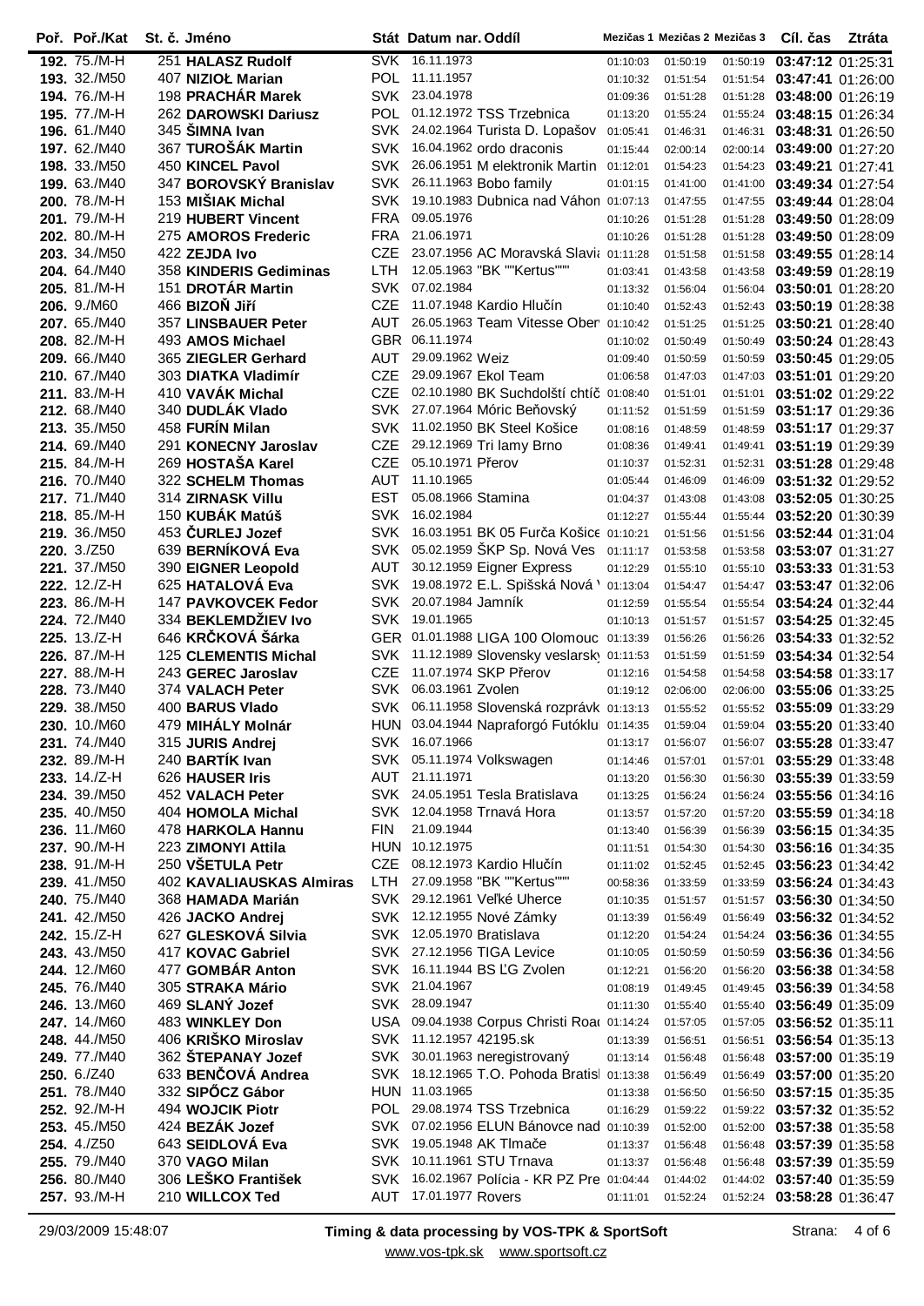| Poř. | Poř./Kat | St. č. | Jméno | Stát | Datum nar. | Oddíl | Mezičas 1 | Mezičas 2 | Mezičas 3 | Cíl. čas | Ztráta |
|---|---|---|---|---|---|---|---|---|---|---|---|
| 192. | 75./M-H | 251 | **HALASZ Rudolf** | SVK | 16.11.1973 | | 01:10:03 | 01:50:19 | 01:50:19 | **03:47:12** | 01:25:31 |
| 193. | 32./M50 | 407 | **NIZIOŁ Marian** | POL | 11.11.1957 | | 01:10:32 | 01:51:54 | 01:51:54 | **03:47:41** | 01:26:00 |
| 194. | 76./M-H | 198 | **PRACHÁR Marek** | SVK | 23.04.1978 | | 01:09:36 | 01:51:28 | 01:51:28 | **03:48:00** | 01:26:19 |
| 195. | 77./M-H | 262 | **DAROWSKI Dariusz** | POL | 01.12.1972 | TSS Trzebnica | 01:13:20 | 01:55:24 | 01:55:24 | **03:48:15** | 01:26:34 |
| 196. | 61./M40 | 345 | **ŠIMNA Ivan** | SVK | 24.02.1964 | Turista D. Lopašov | 01:05:41 | 01:46:31 | 01:46:31 | **03:48:31** | 01:26:50 |
| 197. | 62./M40 | 367 | **TUROŠÁK Martin** | SVK | 16.04.1962 | ordo draconis | 01:15:44 | 02:00:14 | 02:00:14 | **03:49:00** | 01:27:20 |
| 198. | 33./M50 | 450 | **KINCEL Pavol** | SVK | 26.06.1951 | M elektronik Martin | 01:12:01 | 01:54:23 | 01:54:23 | **03:49:21** | 01:27:41 |
| 199. | 63./M40 | 347 | **BOROVSKÝ Branislav** | SVK | 26.11.1963 | Bobo family | 01:01:15 | 01:41:00 | 01:41:00 | **03:49:34** | 01:27:54 |
| 200. | 78./M-H | 153 | **MIŠIAK Michal** | SVK | 19.10.1983 | Dubnica nad Váhon | 01:07:13 | 01:47:55 | 01:47:55 | **03:49:44** | 01:28:04 |
| 201. | 79./M-H | 219 | **HUBERT Vincent** | FRA | 09.05.1976 | | 01:10:26 | 01:51:28 | 01:51:28 | **03:49:50** | 01:28:09 |
| 202. | 80./M-H | 275 | **AMOROS Frederic** | FRA | 21.06.1971 | | 01:10:26 | 01:51:28 | 01:51:28 | **03:49:50** | 01:28:09 |
| 203. | 34./M50 | 422 | **ZEJDA Ivo** | CZE | 23.07.1956 | AC Moravská Slavia | 01:11:28 | 01:51:58 | 01:51:58 | **03:49:55** | 01:28:14 |
| 204. | 64./M40 | 358 | **KINDERIS Gediminas** | LTH | 12.05.1963 | "BK ""Kertus""" | 01:03:41 | 01:43:58 | 01:43:58 | **03:49:59** | 01:28:19 |
| 205. | 81./M-H | 151 | **DROTÁR Martin** | SVK | 07.02.1984 | | 01:13:32 | 01:56:04 | 01:56:04 | **03:50:01** | 01:28:20 |
| 206. | 9./M60 | 466 | **BIZOŇ Jiří** | CZE | 11.07.1948 | Kardio Hlučín | 01:10:40 | 01:52:43 | 01:52:43 | **03:50:19** | 01:28:38 |
| 207. | 65./M40 | 357 | **LINSBAUER Peter** | AUT | 26.05.1963 | Team Vitesse Ober | 01:10:42 | 01:51:25 | 01:51:25 | **03:50:21** | 01:28:40 |
| 208. | 82./M-H | 493 | **AMOS Michael** | GBR | 06.11.1974 | | 01:10:02 | 01:50:49 | 01:50:49 | **03:50:24** | 01:28:43 |
| 209. | 66./M40 | 365 | **ZIEGLER Gerhard** | AUT | 29.09.1962 | Weiz | 01:09:40 | 01:50:59 | 01:50:59 | **03:50:45** | 01:29:05 |
| 210. | 67./M40 | 303 | **DIATKA Vladimír** | CZE | 29.09.1967 | Ekol Team | 01:06:58 | 01:47:03 | 01:47:03 | **03:51:01** | 01:29:20 |
| 211. | 83./M-H | 410 | **VAVÁK Michal** | CZE | 02.10.1980 | BK Suchdolští chtíč | 01:08:40 | 01:51:01 | 01:51:01 | **03:51:02** | 01:29:22 |
| 212. | 68./M40 | 340 | **DUDLÁK Vlado** | SVK | 27.07.1964 | Móric Beňovský | 01:11:52 | 01:51:59 | 01:51:59 | **03:51:17** | 01:29:36 |
| 213. | 35./M50 | 458 | **FURÍN Milan** | SVK | 11.02.1950 | BK Steel Košice | 01:08:16 | 01:48:59 | 01:48:59 | **03:51:17** | 01:29:37 |
| 214. | 69./M40 | 291 | **KONECNY Jaroslav** | CZE | 29.12.1969 | Tri lamy Brno | 01:08:36 | 01:49:41 | 01:49:41 | **03:51:19** | 01:29:39 |
| 215. | 84./M-H | 269 | **HOSTAŠA Karel** | CZE | 05.10.1971 | Přerov | 01:10:37 | 01:52:31 | 01:52:31 | **03:51:28** | 01:29:48 |
| 216. | 70./M40 | 322 | **SCHELM Thomas** | AUT | 11.10.1965 | | 01:05:44 | 01:46:09 | 01:46:09 | **03:51:32** | 01:29:52 |
| 217. | 71./M40 | 314 | **ZIRNASK Villu** | EST | 05.08.1966 | Stamina | 01:04:37 | 01:43:08 | 01:43:08 | **03:52:05** | 01:30:25 |
| 218. | 85./M-H | 150 | **KUBÁK Matúš** | SVK | 16.02.1984 | | 01:12:27 | 01:55:44 | 01:55:44 | **03:52:20** | 01:30:39 |
| 219. | 36./M50 | 453 | **ČURLEJ Jozef** | SVK | 16.03.1951 | BK 05 Furča Košice | 01:10:21 | 01:51:56 | 01:51:56 | **03:52:44** | 01:31:04 |
| 220. | 3./Z50 | 639 | **BERNÍKOVÁ Eva** | SVK | 05.02.1959 | ŠKP Sp. Nová Ves | 01:11:17 | 01:53:58 | 01:53:58 | **03:53:07** | 01:31:27 |
| 221. | 37./M50 | 390 | **EIGNER Leopold** | AUT | 30.12.1959 | Eigner Express | 01:12:29 | 01:55:10 | 01:55:10 | **03:53:33** | 01:31:53 |
| 222. | 12./Z-H | 625 | **HATALOVÁ Eva** | SVK | 19.08.1972 | E.L. Spišská Nová V | 01:13:04 | 01:54:47 | 01:54:47 | **03:53:47** | 01:32:06 |
| 223. | 86./M-H | 147 | **PAVKOVCEK Fedor** | SVK | 20.07.1984 | Jamník | 01:12:59 | 01:55:54 | 01:55:54 | **03:54:24** | 01:32:44 |
| 224. | 72./M40 | 334 | **BEKLEMDŽIEV Ivo** | SVK | 19.01.1965 | | 01:10:13 | 01:51:57 | 01:51:57 | **03:54:25** | 01:32:45 |
| 225. | 13./Z-H | 646 | **KRČKOVÁ Šárka** | GER | 01.01.1988 | LIGA 100 Olomouc | 01:13:39 | 01:56:26 | 01:56:26 | **03:54:33** | 01:32:52 |
| 226. | 87./M-H | 125 | **CLEMENTIS Michal** | SVK | 11.12.1989 | Slovensky veslarsky | 01:11:53 | 01:51:59 | 01:51:59 | **03:54:34** | 01:32:54 |
| 227. | 88./M-H | 243 | **GEREC Jaroslav** | CZE | 11.07.1974 | SKP Přerov | 01:12:16 | 01:54:58 | 01:54:58 | **03:54:58** | 01:33:17 |
| 228. | 73./M40 | 374 | **VALACH Peter** | SVK | 06.03.1961 | Zvolen | 01:19:12 | 02:06:00 | 02:06:00 | **03:55:06** | 01:33:25 |
| 229. | 38./M50 | 400 | **BARUS Vlado** | SVK | 06.11.1958 | Slovenská rozprávk | 01:13:13 | 01:55:52 | 01:55:52 | **03:55:09** | 01:33:29 |
| 230. | 10./M60 | 479 | **MIHÁLY Molnár** | HUN | 03.04.1944 | Napraforgó Futóklu | 01:14:35 | 01:59:04 | 01:59:04 | **03:55:20** | 01:33:40 |
| 231. | 74./M40 | 315 | **JURIS Andrej** | SVK | 16.07.1966 | | 01:13:17 | 01:56:07 | 01:56:07 | **03:55:28** | 01:33:47 |
| 232. | 89./M-H | 240 | **BARTÍK Ivan** | SVK | 05.11.1974 | Volkswagen | 01:14:46 | 01:57:01 | 01:57:01 | **03:55:29** | 01:33:48 |
| 233. | 14./Z-H | 626 | **HAUSER Iris** | AUT | 21.11.1971 | | 01:13:20 | 01:56:30 | 01:56:30 | **03:55:39** | 01:33:59 |
| 234. | 39./M50 | 452 | **VALACH Peter** | SVK | 24.05.1951 | Tesla Bratislava | 01:13:25 | 01:56:24 | 01:56:24 | **03:55:56** | 01:34:16 |
| 235. | 40./M50 | 404 | **HOMOLA Michal** | SVK | 12.04.1958 | Trnavá Hora | 01:13:57 | 01:57:20 | 01:57:20 | **03:55:59** | 01:34:18 |
| 236. | 11./M60 | 478 | **HARKOLA Hannu** | FIN | 21.09.1944 | | 01:13:40 | 01:56:39 | 01:56:39 | **03:56:15** | 01:34:35 |
| 237. | 90./M-H | 223 | **ZIMONYI Attila** | HUN | 10.12.1975 | | 01:11:51 | 01:54:30 | 01:54:30 | **03:56:16** | 01:34:35 |
| 238. | 91./M-H | 250 | **VŠETULA Petr** | CZE | 08.12.1973 | Kardio Hlučín | 01:11:02 | 01:52:45 | 01:52:45 | **03:56:23** | 01:34:42 |
| 239. | 41./M50 | 402 | **KAVALIAUSKAS Almiras** | LTH | 27.09.1958 | "BK ""Kertus""" | 00:58:36 | 01:33:59 | 01:33:59 | **03:56:24** | 01:34:43 |
| 240. | 75./M40 | 368 | **HAMADA Marián** | SVK | 29.12.1961 | Veľké Uherce | 01:10:35 | 01:51:57 | 01:51:57 | **03:56:30** | 01:34:50 |
| 241. | 42./M50 | 426 | **JACKO Andrej** | SVK | 12.12.1955 | Nové Zámky | 01:13:39 | 01:56:49 | 01:56:49 | **03:56:32** | 01:34:52 |
| 242. | 15./Z-H | 627 | **GLESKOVÁ Silvia** | SVK | 12.05.1970 | Bratislava | 01:12:20 | 01:54:24 | 01:54:24 | **03:56:36** | 01:34:55 |
| 243. | 43./M50 | 417 | **KOVAC Gabriel** | SVK | 27.12.1956 | TIGA Levice | 01:10:05 | 01:50:59 | 01:50:59 | **03:56:36** | 01:34:56 |
| 244. | 12./M60 | 477 | **GOMBÁR Anton** | SVK | 16.11.1944 | BS ĽG Zvolen | 01:12:21 | 01:56:20 | 01:56:20 | **03:56:38** | 01:34:58 |
| 245. | 76./M40 | 305 | **STRAKA Mário** | SVK | 21.04.1967 | | 01:08:19 | 01:49:45 | 01:49:45 | **03:56:39** | 01:34:58 |
| 246. | 13./M60 | 469 | **SLANÝ Jozef** | SVK | 28.09.1947 | | 01:11:30 | 01:55:40 | 01:55:40 | **03:56:49** | 01:35:09 |
| 247. | 14./M60 | 483 | **WINKLEY Don** | USA | 09.04.1938 | Corpus Christi Road | 01:14:24 | 01:57:05 | 01:57:05 | **03:56:52** | 01:35:11 |
| 248. | 44./M50 | 406 | **KRIŠKO Miroslav** | SVK | 11.12.1957 | 42195.sk | 01:13:39 | 01:56:51 | 01:56:51 | **03:56:54** | 01:35:13 |
| 249. | 77./M40 | 362 | **ŠTEPANAY Jozef** | SVK | 30.01.1963 | neregistrovaný | 01:13:14 | 01:56:48 | 01:56:48 | **03:57:00** | 01:35:19 |
| 250. | 6./Z40 | 633 | **BENČOVÁ Andrea** | SVK | 18.12.1965 | T.O. Pohoda Bratisl | 01:13:38 | 01:56:49 | 01:56:49 | **03:57:00** | 01:35:20 |
| 251. | 78./M40 | 332 | **SIPŐCZ Gábor** | HUN | 11.03.1965 | | 01:13:38 | 01:56:50 | 01:56:50 | **03:57:15** | 01:35:35 |
| 252. | 92./M-H | 494 | **WOJCIK Piotr** | POL | 29.08.1974 | TSS Trzebnica | 01:16:29 | 01:59:22 | 01:59:22 | **03:57:32** | 01:35:52 |
| 253. | 45./M50 | 424 | **BEZÁK Jozef** | SVK | 07.02.1956 | ELUN Bánovce nad | 01:10:39 | 01:52:00 | 01:52:00 | **03:57:38** | 01:35:58 |
| 254. | 4./Z50 | 643 | **SEIDLOVÁ Eva** | SVK | 19.05.1948 | AK Tlmače | 01:13:37 | 01:56:48 | 01:56:48 | **03:57:39** | 01:35:58 |
| 255. | 79./M40 | 370 | **VAGO Milan** | SVK | 10.11.1961 | STU Trnava | 01:13:37 | 01:56:48 | 01:56:48 | **03:57:39** | 01:35:59 |
| 256. | 80./M40 | 306 | **LEŠKO František** | SVK | 16.02.1967 | Polícia - KR PZ Pre | 01:04:44 | 01:44:02 | 01:44:02 | **03:57:40** | 01:35:59 |
| 257. | 93./M-H | 210 | **WILLCOX Ted** | AUT | 17.01.1977 | Rovers | 01:11:01 | 01:52:24 | 01:52:24 | **03:58:28** | 01:36:47 |

29/03/2009 15:48:07 **Timing & data processing by VOS-TPK & SportSoft**

www.vos-tpk.sk www.sportsoft.cz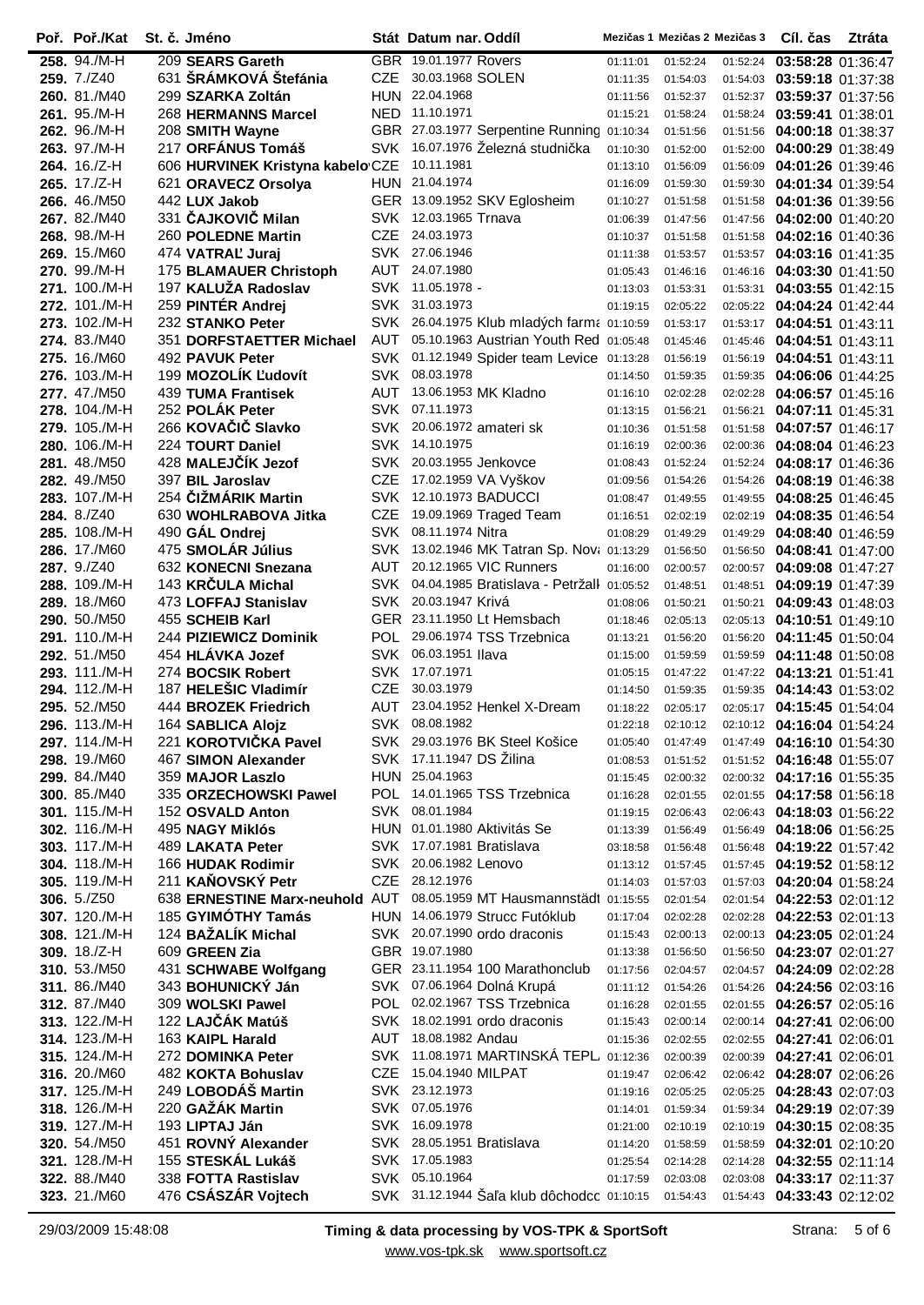| Poř. | Poř./Kat | St. č. | Jméno | Stát | Datum nar. | Oddíl | Mezičas 1 | Mezičas 2 | Mezičas 3 | Cíl. čas | Ztráta |
|---|---|---|---|---|---|---|---|---|---|---|---|
| **258.** | 94./M-H | 209 | **SEARS Gareth** | GBR | 19.01.1977 | Rovers | 01:11:01 | 01:52:24 | 01:52:24 | **03:58:28** | 01:36:47 |
| **259.** | 7./Z40 | 631 | **ŠRÁMKOVÁ Štefánia** | CZE | 30.03.1968 | SOLEN | 01:11:35 | 01:54:03 | 01:54:03 | **03:59:18** | 01:37:38 |
| **260.** | 81./M40 | 299 | **SZARKA Zoltán** | HUN | 22.04.1968 | | 01:11:56 | 01:52:37 | 01:52:37 | **03:59:37** | 01:37:56 |
| **261.** | 95./M-H | 268 | **HERMANNS Marcel** | NED | 11.10.1971 | | 01:15:21 | 01:58:24 | 01:58:24 | **03:59:41** | 01:38:01 |
| **262.** | 96./M-H | 208 | **SMITH Wayne** | GBR | 27.03.1977 | Serpentine Running | 01:10:34 | 01:51:56 | 01:51:56 | **04:00:18** | 01:38:37 |
| **263.** | 97./M-H | 217 | **ORFÁNUS Tomáš** | SVK | 16.07.1976 | Železná studnička | 01:10:30 | 01:52:00 | 01:52:00 | **04:00:29** | 01:38:49 |
| **264.** | 16./Z-H | 606 | **HURVINEK Kristyna kabelo** | CZE | 10.11.1981 | | 01:13:10 | 01:56:09 | 01:56:09 | **04:01:26** | 01:39:46 |
| **265.** | 17./Z-H | 621 | **ORAVECZ Orsolya** | HUN | 21.04.1974 | | 01:16:09 | 01:59:30 | 01:59:30 | **04:01:34** | 01:39:54 |
| **266.** | 46./M50 | 442 | **LUX Jakob** | GER | 13.09.1952 | SKV Eglosheim | 01:10:27 | 01:51:58 | 01:51:58 | **04:01:36** | 01:39:56 |
| **267.** | 82./M40 | 331 | **ČAJKOVIČ Milan** | SVK | 12.03.1965 | Trnava | 01:06:39 | 01:47:56 | 01:47:56 | **04:02:00** | 01:40:20 |
| **268.** | 98./M-H | 260 | **POLEDNE Martin** | CZE | 24.03.1973 | | 01:10:37 | 01:51:58 | 01:51:58 | **04:02:16** | 01:40:36 |
| **269.** | 15./M60 | 474 | **VATRAĽ Juraj** | SVK | 27.06.1946 | | 01:11:38 | 01:53:57 | 01:53:57 | **04:03:16** | 01:41:35 |
| **270.** | 99./M-H | 175 | **BLAMAUER Christoph** | AUT | 24.07.1980 | | 01:05:43 | 01:46:16 | 01:46:16 | **04:03:30** | 01:41:50 |
| **271.** | 100./M-H | 197 | **KALUŽA Radoslav** | SVK | 11.05.1978 | - | 01:13:03 | 01:53:31 | 01:53:31 | **04:03:55** | 01:42:15 |
| **272.** | 101./M-H | 259 | **PINTÉR Andrej** | SVK | 31.03.1973 | | 01:19:15 | 02:05:22 | 02:05:22 | **04:04:24** | 01:42:44 |
| **273.** | 102./M-H | 232 | **STANKO Peter** | SVK | 26.04.1975 | Klub mladých farma | 01:10:59 | 01:53:17 | 01:53:17 | **04:04:51** | 01:43:11 |
| **274.** | 83./M40 | 351 | **DORFSTAETTER Michael** | AUT | 05.10.1963 | Austrian Youth Red | 01:05:48 | 01:45:46 | 01:45:46 | **04:04:51** | 01:43:11 |
| **275.** | 16./M60 | 492 | **PAVUK Peter** | SVK | 01.12.1949 | Spider team Levice | 01:13:28 | 01:56:19 | 01:56:19 | **04:04:51** | 01:43:11 |
| **276.** | 103./M-H | 199 | **MOZOLÍK Ľudovít** | SVK | 08.03.1978 | | 01:14:50 | 01:59:35 | 01:59:35 | **04:06:06** | 01:44:25 |
| **277.** | 47./M50 | 439 | **TUMA Frantisek** | AUT | 13.06.1953 | MK Kladno | 01:16:10 | 02:02:28 | 02:02:28 | **04:06:57** | 01:45:16 |
| **278.** | 104./M-H | 252 | **POLÁK Peter** | SVK | 07.11.1973 | | 01:13:15 | 01:56:21 | 01:56:21 | **04:07:11** | 01:45:31 |
| **279.** | 105./M-H | 266 | **KOVAČIČ Slavko** | SVK | 20.06.1972 | amateri sk | 01:10:36 | 01:51:58 | 01:51:58 | **04:07:57** | 01:46:17 |
| **280.** | 106./M-H | 224 | **TOURT Daniel** | SVK | 14.10.1975 | | 01:16:19 | 02:00:36 | 02:00:36 | **04:08:04** | 01:46:23 |
| **281.** | 48./M50 | 428 | **MALEJČÍK Jezof** | SVK | 20.03.1955 | Jenkovce | 01:08:43 | 01:52:24 | 01:52:24 | **04:08:17** | 01:46:36 |
| **282.** | 49./M50 | 397 | **BIL Jaroslav** | CZE | 17.02.1959 | VA Vyškov | 01:09:56 | 01:54:26 | 01:54:26 | **04:08:19** | 01:46:38 |
| **283.** | 107./M-H | 254 | **ČIŽMÁRIK Martin** | SVK | 12.10.1973 | BADUCCI | 01:08:47 | 01:49:55 | 01:49:55 | **04:08:25** | 01:46:45 |
| **284.** | 8./Z40 | 630 | **WOHLRABOVA Jitka** | CZE | 19.09.1969 | Traged Team | 01:16:51 | 02:02:19 | 02:02:19 | **04:08:35** | 01:46:54 |
| **285.** | 108./M-H | 490 | **GÁL Ondrej** | SVK | 08.11.1974 | Nitra | 01:08:29 | 01:49:29 | 01:49:29 | **04:08:40** | 01:46:59 |
| **286.** | 17./M60 | 475 | **SMOLÁR Július** | SVK | 13.02.1946 | MK Tatran Sp. Nová | 01:13:29 | 01:56:50 | 01:56:50 | **04:08:41** | 01:47:00 |
| **287.** | 9./Z40 | 632 | **KONECNI Snezana** | AUT | 20.12.1965 | VIC Runners | 01:16:00 | 02:00:57 | 02:00:57 | **04:09:08** | 01:47:27 |
| **288.** | 109./M-H | 143 | **KRČULA Michal** | SVK | 04.04.1985 | Bratislava - Petržalk | 01:05:52 | 01:48:51 | 01:48:51 | **04:09:19** | 01:47:39 |
| **289.** | 18./M60 | 473 | **LOFFAJ Stanislav** | SVK | 20.03.1947 | Krivá | 01:08:06 | 01:50:21 | 01:50:21 | **04:09:43** | 01:48:03 |
| **290.** | 50./M50 | 455 | **SCHEIB Karl** | GER | 23.11.1950 | Lt Hemsbach | 01:18:46 | 02:05:13 | 02:05:13 | **04:10:51** | 01:49:10 |
| **291.** | 110./M-H | 244 | **PIZIEWICZ Dominik** | POL | 29.06.1974 | TSS Trzebnica | 01:13:21 | 01:56:20 | 01:56:20 | **04:11:45** | 01:50:04 |
| **292.** | 51./M50 | 454 | **HLÁVKA Jozef** | SVK | 06.03.1951 | Ilava | 01:15:00 | 01:59:59 | 01:59:59 | **04:11:48** | 01:50:08 |
| **293.** | 111./M-H | 274 | **BOCSIK Robert** | SVK | 17.07.1971 | | 01:05:15 | 01:47:22 | 01:47:22 | **04:13:21** | 01:51:41 |
| **294.** | 112./M-H | 187 | **HELEŠIC Vladimír** | CZE | 30.03.1979 | | 01:14:50 | 01:59:35 | 01:59:35 | **04:14:43** | 01:53:02 |
| **295.** | 52./M50 | 444 | **BROZEK Friedrich** | AUT | 23.04.1952 | Henkel X-Dream | 01:18:22 | 02:05:17 | 02:05:17 | **04:15:45** | 01:54:04 |
| **296.** | 113./M-H | 164 | **SABLICA Alojz** | SVK | 08.08.1982 | | 01:22:18 | 02:10:12 | 02:10:12 | **04:16:04** | 01:54:24 |
| **297.** | 114./M-H | 221 | **KOROTVIČKA Pavel** | SVK | 29.03.1976 | BK Steel Košice | 01:05:40 | 01:47:49 | 01:47:49 | **04:16:10** | 01:54:30 |
| **298.** | 19./M60 | 467 | **SIMON Alexander** | SVK | 17.11.1947 | DS Žilina | 01:08:53 | 01:51:52 | 01:51:52 | **04:16:48** | 01:55:07 |
| **299.** | 84./M40 | 359 | **MAJOR Laszlo** | HUN | 25.04.1963 | | 01:15:45 | 02:00:32 | 02:00:32 | **04:17:16** | 01:55:35 |
| **300.** | 85./M40 | 335 | **ORZECHOWSKI Pawel** | POL | 14.01.1965 | TSS Trzebnica | 01:16:28 | 02:01:55 | 02:01:55 | **04:17:58** | 01:56:18 |
| **301.** | 115./M-H | 152 | **OSVALD Anton** | SVK | 08.01.1984 | | 01:19:15 | 02:06:43 | 02:06:43 | **04:18:03** | 01:56:22 |
| **302.** | 116./M-H | 495 | **NAGY Miklós** | HUN | 01.01.1980 | Aktivitás Se | 01:13:39 | 01:56:49 | 01:56:49 | **04:18:06** | 01:56:25 |
| **303.** | 117./M-H | 489 | **LAKATA Peter** | SVK | 17.07.1981 | Bratislava | 03:18:58 | 01:56:48 | 01:56:48 | **04:19:22** | 01:57:42 |
| **304.** | 118./M-H | 166 | **HUDAK Rodimir** | SVK | 20.06.1982 | Lenovo | 01:13:12 | 01:57:45 | 01:57:45 | **04:19:52** | 01:58:12 |
| **305.** | 119./M-H | 211 | **KAŇOVSKÝ Petr** | CZE | 28.12.1976 | | 01:14:03 | 01:57:03 | 01:57:03 | **04:20:04** | 01:58:24 |
| **306.** | 5./Z50 | 638 | **ERNESTINE Marx-neuhold** | AUT | 08.05.1959 | MT Hausmannstädt | 01:15:55 | 02:01:54 | 02:01:54 | **04:22:53** | 02:01:12 |
| **307.** | 120./M-H | 185 | **GYIMÓTHY Tamás** | HUN | 14.06.1979 | Strucc Futóklub | 01:17:04 | 02:02:28 | 02:02:28 | **04:22:53** | 02:01:13 |
| **308.** | 121./M-H | 124 | **BAŽALÍK Michal** | SVK | 20.07.1990 | ordo draconis | 01:15:43 | 02:00:13 | 02:00:13 | **04:23:05** | 02:01:24 |
| **309.** | 18./Z-H | 609 | **GREEN Zia** | GBR | 19.07.1980 | | 01:13:38 | 01:56:50 | 01:56:50 | **04:23:07** | 02:01:27 |
| **310.** | 53./M50 | 431 | **SCHWABE Wolfgang** | GER | 23.11.1954 | 100 Marathonclub | 01:17:56 | 02:04:57 | 02:04:57 | **04:24:09** | 02:02:28 |
| **311.** | 86./M40 | 343 | **BOHUNICKÝ Ján** | SVK | 07.06.1964 | Dolná Krupá | 01:11:12 | 01:54:26 | 01:54:26 | **04:24:56** | 02:03:16 |
| **312.** | 87./M40 | 309 | **WOLSKI Pawel** | POL | 02.02.1967 | TSS Trzebnica | 01:16:28 | 02:01:55 | 02:01:55 | **04:26:57** | 02:05:16 |
| **313.** | 122./M-H | 122 | **LAJČÁK Matúš** | SVK | 18.02.1991 | ordo draconis | 01:15:43 | 02:00:14 | 02:00:14 | **04:27:41** | 02:06:00 |
| **314.** | 123./M-H | 163 | **KAIPL Harald** | AUT | 18.08.1982 | Andau | 01:15:36 | 02:02:55 | 02:02:55 | **04:27:41** | 02:06:01 |
| **315.** | 124./M-H | 272 | **DOMINKA Peter** | SVK | 11.08.1971 | MARTINSKÁ TEPL. | 01:12:36 | 02:00:39 | 02:00:39 | **04:27:41** | 02:06:01 |
| **316.** | 20./M60 | 482 | **KOKTA Bohuslav** | CZE | 15.04.1940 | MILPAT | 01:19:47 | 02:06:42 | 02:06:42 | **04:28:07** | 02:06:26 |
| **317.** | 125./M-H | 249 | **LOBODÁŠ Martin** | SVK | 23.12.1973 | | 01:19:16 | 02:05:25 | 02:05:25 | **04:28:43** | 02:07:03 |
| **318.** | 126./M-H | 220 | **GAŽÁK Martin** | SVK | 07.05.1976 | | 01:14:01 | 01:59:34 | 01:59:34 | **04:29:19** | 02:07:39 |
| **319.** | 127./M-H | 193 | **LIPTAJ Ján** | SVK | 16.09.1978 | | 01:21:00 | 02:10:19 | 02:10:19 | **04:30:16** | 02:08:35 |
| **320.** | 54./M50 | 451 | **ROVNÝ Alexander** | SVK | 28.05.1951 | Bratislava | 01:14:20 | 01:58:59 | 01:58:59 | **04:32:01** | 02:10:20 |
| **321.** | 128./M-H | 155 | **STESKÁL Lukáš** | SVK | 17.05.1983 | | 01:25:54 | 02:14:28 | 02:14:28 | **04:32:55** | 02:11:14 |
| **322.** | 88./M40 | 338 | **FOTTA Rastislav** | SVK | 05.10.1964 | | 01:17:59 | 02:03:08 | 02:03:08 | **04:33:17** | 02:11:37 |
| **323.** | 21./M60 | 476 | **CSÁSZÁR Vojtech** | SVK | 31.12.1944 | Šaľa klub dôchodcc | 01:10:15 | 01:54:43 | 01:54:43 | **04:33:43** | 02:12:02 |

29/03/2009 15:48:08 — **Timing & data processing by VOS-TPK & SportSoft** — www.vos-tpk.sk www.sportsoft.cz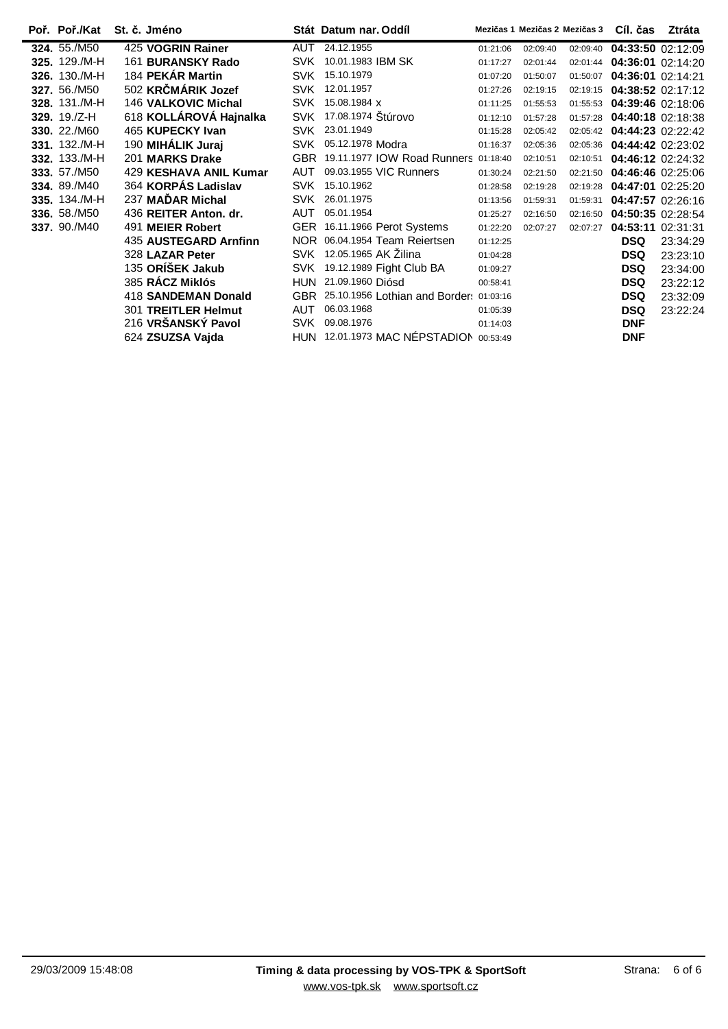| Poř. | Poř./Kat | St. č. | Jméno | Stát | Datum nar. | Oddíl | Mezičas 1 | Mezičas 2 | Mezičas 3 | Cíl. čas | Ztráta |
|---|---|---|---|---|---|---|---|---|---|---|---|
| **324.** | 55./M50 | 425 | **VOGRIN Rainer** | AUT | 24.12.1955 | | 01:21:06 | 02:09:40 | 02:09:40 | **04:33:50** | 02:12:09 |
| **325.** | 129./M-H | 161 | **BURANSKY Rado** | SVK | 10.01.1983 | IBM SK | 01:17:27 | 02:01:44 | 02:01:44 | **04:36:01** | 02:14:20 |
| **326.** | 130./M-H | 184 | **PEKÁR Martin** | SVK | 15.10.1979 | | 01:07:20 | 01:50:07 | 01:50:07 | **04:36:01** | 02:14:21 |
| **327.** | 56./M50 | 502 | **KRČMÁRIK Jozef** | SVK | 12.01.1957 | | 01:27:26 | 02:19:15 | 02:19:15 | **04:38:52** | 02:17:12 |
| **328.** | 131./M-H | 146 | **VALKOVIC Michal** | SVK | 15.08.1984 | x | 01:11:25 | 01:55:53 | 01:55:53 | **04:39:46** | 02:18:06 |
| **329.** | 19./Z-H | 618 | **KOLLÁROVÁ Hajnalka** | SVK | 17.08.1974 | Štúrovo | 01:12:10 | 01:57:28 | 01:57:28 | **04:40:18** | 02:18:38 |
| **330.** | 22./M60 | 465 | **KUPECKY Ivan** | SVK | 23.01.1949 | | 01:15:28 | 02:05:42 | 02:05:42 | **04:44:23** | 02:22:42 |
| **331.** | 132./M-H | 190 | **MIHÁLIK Juraj** | SVK | 05.12.1978 | Modra | 01:16:37 | 02:05:36 | 02:05:36 | **04:44:42** | 02:23:02 |
| **332.** | 133./M-H | 201 | **MARKS Drake** | GBR | 19.11.1977 | IOW Road Runners | 01:18:40 | 02:10:51 | 02:10:51 | **04:46:12** | 02:24:32 |
| **333.** | 57./M50 | 429 | **KESHAVA ANIL Kumar** | AUT | 09.03.1955 | VIC Runners | 01:30:24 | 02:21:50 | 02:21:50 | **04:46:46** | 02:25:06 |
| **334.** | 89./M40 | 364 | **KORPÁS Ladislav** | SVK | 15.10.1962 | | 01:28:58 | 02:19:28 | 02:19:28 | **04:47:01** | 02:25:20 |
| **335.** | 134./M-H | 237 | **MAĎAR Michal** | SVK | 26.01.1975 | | 01:13:56 | 01:59:31 | 01:59:31 | **04:47:57** | 02:26:16 |
| **336.** | 58./M50 | 436 | **REITER Anton. dr.** | AUT | 05.01.1954 | | 01:25:27 | 02:16:50 | 02:16:50 | **04:50:35** | 02:28:54 |
| **337.** | 90./M40 | 491 | **MEIER Robert** | GER | 16.11.1966 | Perot Systems | 01:22:20 | 02:07:27 | 02:07:27 | **04:53:11** | 02:31:31 |
| | | 435 | **AUSTEGARD Arnfinn** | NOR | 06.04.1954 | Team Reiertsen | 01:12:25 | | | **DSQ** | 23:34:29 |
| | | 328 | **LAZAR Peter** | SVK | 12.05.1965 | AK Žilina | 01:04:28 | | | **DSQ** | 23:23:10 |
| | | 135 | **ORÍŠEK Jakub** | SVK | 19.12.1989 | Fight Club BA | 01:09:27 | | | **DSQ** | 23:34:00 |
| | | 385 | **RÁCZ Miklós** | HUN | 21.09.1960 | Diósd | 00:58:41 | | | **DSQ** | 23:22:12 |
| | | 418 | **SANDEMAN Donald** | GBR | 25.10.1956 | Lothian and Borders | 01:03:16 | | | **DSQ** | 23:32:09 |
| | | 301 | **TREITLER Helmut** | AUT | 06.03.1968 | | 01:05:39 | | | **DSQ** | 23:22:24 |
| | | 216 | **VRŠANSKÝ Pavol** | SVK | 09.08.1976 | | 01:14:03 | | | **DNF** | |
| | | 624 | **ZSUZSA Vajda** | HUN | 12.01.1973 | MAC NÉPSTADION | 00:53:49 | | | **DNF** | |

29/03/2009 15:48:08

**Timing & data processing by VOS-TPK & SportSoft**

www.vos-tpk.sk www.sportsoft.cz